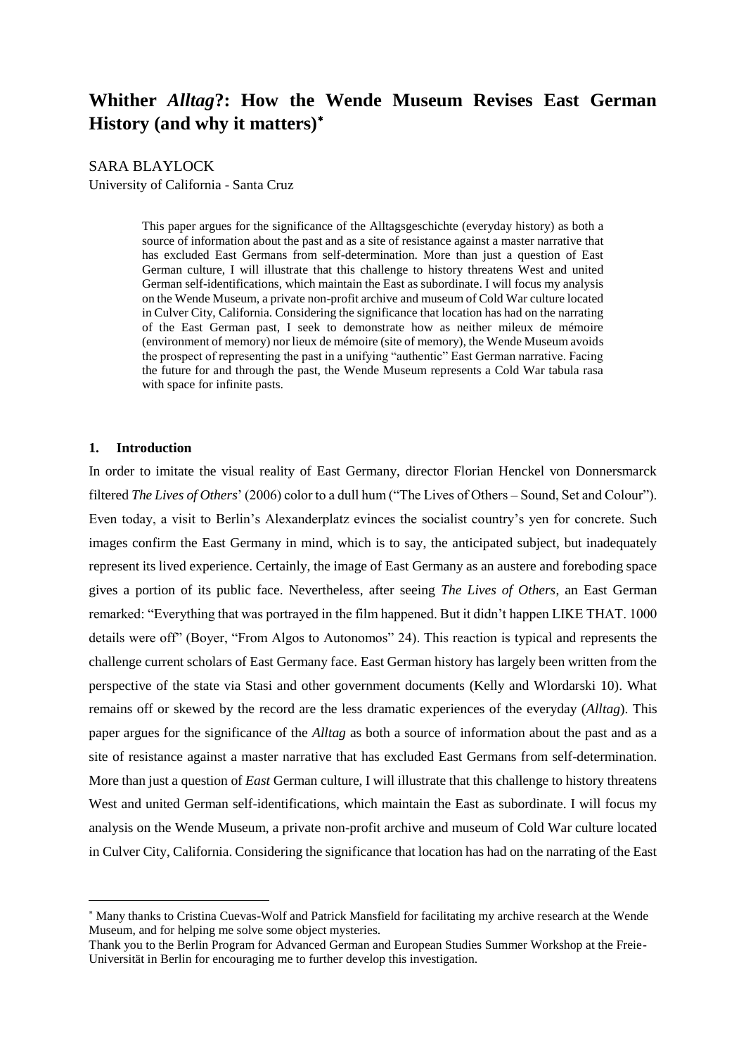# Whither *Alltag*?: How the Wende Museum Revises East German History (and why it matters)*

SARA BLAYLOCK

University of California - Santa Cruz

> This paper argues for the significance of the Alltagsgeschichte (everyday history) as both a source of information about the past and as a site of resistance against a master narrative that has excluded East Germans from self-determination. More than just a question of East German culture, I will illustrate that this challenge to history threatens West and united German self-identifications, which maintain the East as subordinate. I will focus my analysis on the Wende Museum, a private non-profit archive and museum of Cold War culture located in Culver City, California. Considering the significance that location has had on the narrating of the East German past, I seek to demonstrate how as neither mileux de mémoire (environment of memory) nor lieux de mémoire (site of memory), the Wende Museum avoids the prospect of representing the past in a unifying "authentic" East German narrative. Facing the future for and through the past, the Wende Museum represents a Cold War tabula rasa with space for infinite pasts.

## 1. Introduction

In order to imitate the visual reality of East Germany, director Florian Henckel von Donnersmarck filtered *The Lives of Others*' (2006) color to a dull hum ("The Lives of Others – Sound, Set and Colour"). Even today, a visit to Berlin's Alexanderplatz evinces the socialist country's yen for concrete. Such images confirm the East Germany in mind, which is to say, the anticipated subject, but inadequately represent its lived experience. Certainly, the image of East Germany as an austere and foreboding space gives a portion of its public face. Nevertheless, after seeing *The Lives of Others*, an East German remarked: "Everything that was portrayed in the film happened. But it didn't happen LIKE THAT. 1000 details were off" (Boyer, "From Algos to Autonomos" 24). This reaction is typical and represents the challenge current scholars of East Germany face. East German history has largely been written from the perspective of the state via Stasi and other government documents (Kelly and Wlordarski 10). What remains off or skewed by the record are the less dramatic experiences of the everyday (*Alltag*). This paper argues for the significance of the *Alltag* as both a source of information about the past and as a site of resistance against a master narrative that has excluded East Germans from self-determination. More than just a question of *East* German culture, I will illustrate that this challenge to history threatens West and united German self-identifications, which maintain the East as subordinate. I will focus my analysis on the Wende Museum, a private non-profit archive and museum of Cold War culture located in Culver City, California. Considering the significance that location has had on the narrating of the East

---

* Many thanks to Cristina Cuevas-Wolf and Patrick Mansfield for facilitating my archive research at the Wende Museum, and for helping me solve some object mysteries.

Thank you to the Berlin Program for Advanced German and European Studies Summer Workshop at the Freie-Universität in Berlin for encouraging me to further develop this investigation.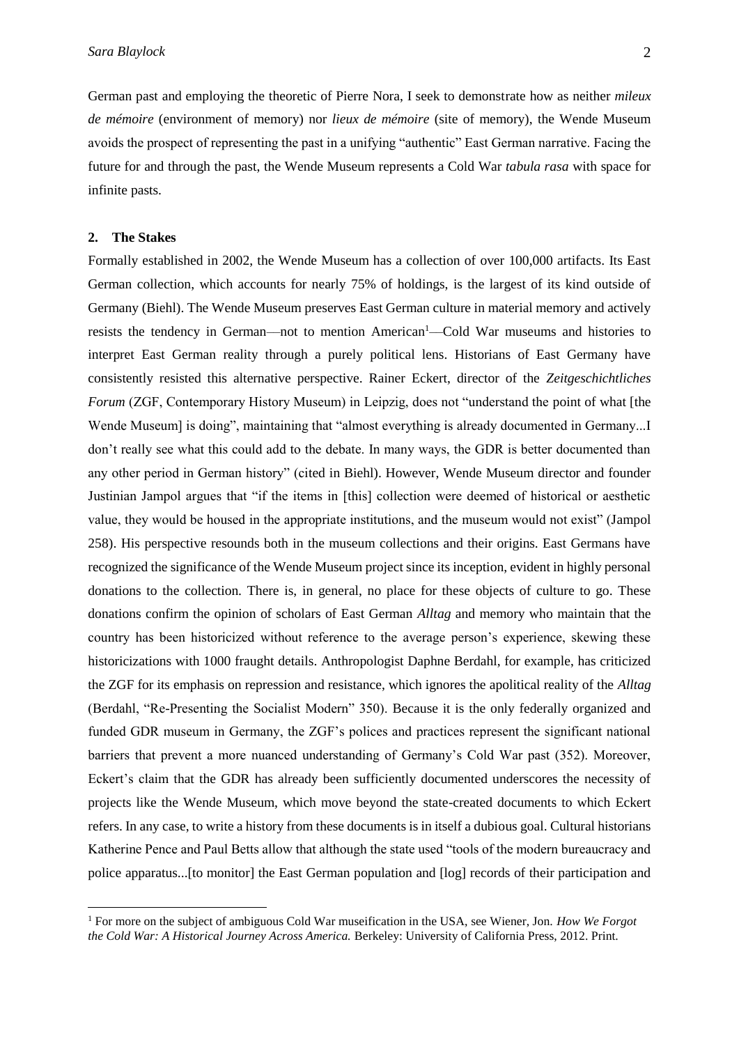German past and employing the theoretic of Pierre Nora, I seek to demonstrate how as neither *mileux de mémoire* (environment of memory) nor *lieux de mémoire* (site of memory), the Wende Museum avoids the prospect of representing the past in a unifying "authentic" East German narrative. Facing the future for and through the past, the Wende Museum represents a Cold War *tabula rasa* with space for infinite pasts.

## 2. The Stakes

Formally established in 2002, the Wende Museum has a collection of over 100,000 artifacts. Its East German collection, which accounts for nearly 75% of holdings, is the largest of its kind outside of Germany (Biehl). The Wende Museum preserves East German culture in material memory and actively resists the tendency in German—not to mention American[1]—Cold War museums and histories to interpret East German reality through a purely political lens. Historians of East Germany have consistently resisted this alternative perspective. Rainer Eckert, director of the *Zeitgeschichtliches Forum* (ZGF, Contemporary History Museum) in Leipzig, does not "understand the point of what [the Wende Museum] is doing", maintaining that "almost everything is already documented in Germany...I don't really see what this could add to the debate. In many ways, the GDR is better documented than any other period in German history" (cited in Biehl). However, Wende Museum director and founder Justinian Jampol argues that "if the items in [this] collection were deemed of historical or aesthetic value, they would be housed in the appropriate institutions, and the museum would not exist" (Jampol 258). His perspective resounds both in the museum collections and their origins. East Germans have recognized the significance of the Wende Museum project since its inception, evident in highly personal donations to the collection. There is, in general, no place for these objects of culture to go. These donations confirm the opinion of scholars of East German *Alltag* and memory who maintain that the country has been historicized without reference to the average person's experience, skewing these historicizations with 1000 fraught details. Anthropologist Daphne Berdahl, for example, has criticized the ZGF for its emphasis on repression and resistance, which ignores the apolitical reality of the *Alltag* (Berdahl, "Re-Presenting the Socialist Modern" 350). Because it is the only federally organized and funded GDR museum in Germany, the ZGF's polices and practices represent the significant national barriers that prevent a more nuanced understanding of Germany's Cold War past (352). Moreover, Eckert's claim that the GDR has already been sufficiently documented underscores the necessity of projects like the Wende Museum, which move beyond the state-created documents to which Eckert refers. In any case, to write a history from these documents is in itself a dubious goal. Cultural historians Katherine Pence and Paul Betts allow that although the state used "tools of the modern bureaucracy and police apparatus...[to monitor] the East German population and [log] records of their participation and

---

[1] For more on the subject of ambiguous Cold War museification in the USA, see Wiener, Jon. *How We Forgot the Cold War: A Historical Journey Across America.* Berkeley: University of California Press, 2012. Print.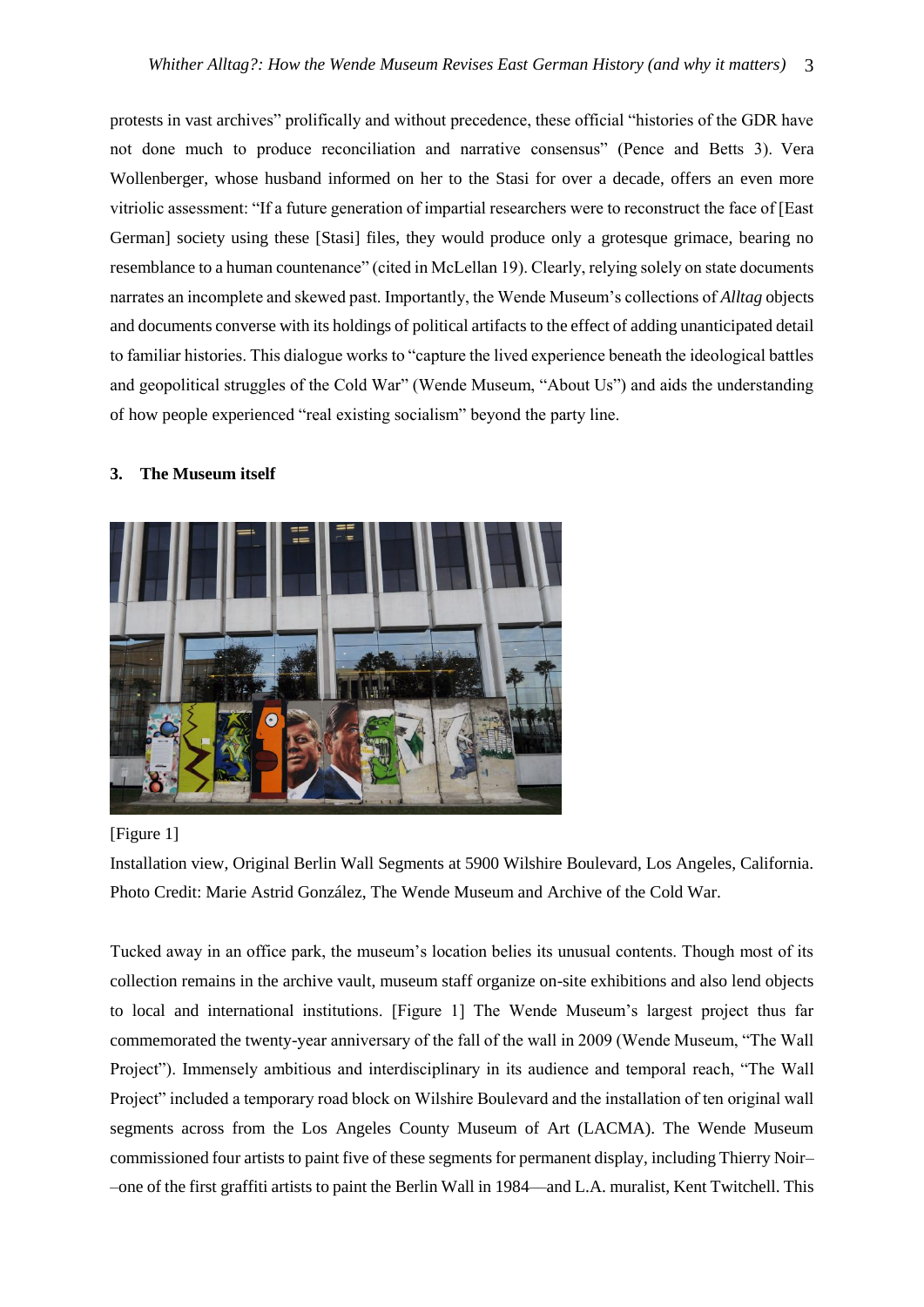protests in vast archives" prolifically and without precedence, these official "histories of the GDR have not done much to produce reconciliation and narrative consensus" (Pence and Betts 3). Vera Wollenberger, whose husband informed on her to the Stasi for over a decade, offers an even more vitriolic assessment: "If a future generation of impartial researchers were to reconstruct the face of [East German] society using these [Stasi] files, they would produce only a grotesque grimace, bearing no resemblance to a human countenance" (cited in McLellan 19). Clearly, relying solely on state documents narrates an incomplete and skewed past. Importantly, the Wende Museum's collections of *Alltag* objects and documents converse with its holdings of political artifacts to the effect of adding unanticipated detail to familiar histories. This dialogue works to "capture the lived experience beneath the ideological battles and geopolitical struggles of the Cold War" (Wende Museum, "About Us") and aids the understanding of how people experienced "real existing socialism" beyond the party line.

## 3. The Museum itself

[Figure 1]

Installation view, Original Berlin Wall Segments at 5900 Wilshire Boulevard, Los Angeles, California. Photo Credit: Marie Astrid González, The Wende Museum and Archive of the Cold War.

Tucked away in an office park, the museum's location belies its unusual contents. Though most of its collection remains in the archive vault, museum staff organize on-site exhibitions and also lend objects to local and international institutions. [Figure 1] The Wende Museum's largest project thus far commemorated the twenty-year anniversary of the fall of the wall in 2009 (Wende Museum, "The Wall Project"). Immensely ambitious and interdisciplinary in its audience and temporal reach, "The Wall Project" included a temporary road block on Wilshire Boulevard and the installation of ten original wall segments across from the Los Angeles County Museum of Art (LACMA). The Wende Museum commissioned four artists to paint five of these segments for permanent display, including Thierry Noir––one of the first graffiti artists to paint the Berlin Wall in 1984—and L.A. muralist, Kent Twitchell. This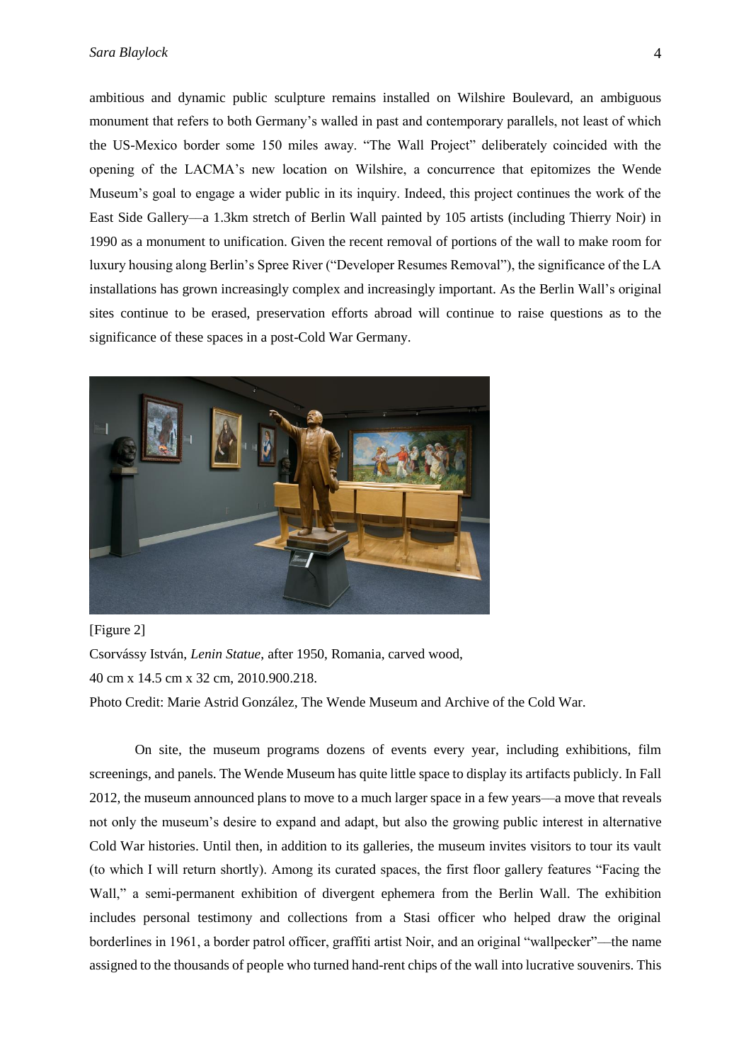ambitious and dynamic public sculpture remains installed on Wilshire Boulevard, an ambiguous monument that refers to both Germany's walled in past and contemporary parallels, not least of which the US-Mexico border some 150 miles away. "The Wall Project" deliberately coincided with the opening of the LACMA's new location on Wilshire, a concurrence that epitomizes the Wende Museum's goal to engage a wider public in its inquiry. Indeed, this project continues the work of the East Side Gallery—a 1.3km stretch of Berlin Wall painted by 105 artists (including Thierry Noir) in 1990 as a monument to unification. Given the recent removal of portions of the wall to make room for luxury housing along Berlin's Spree River ("Developer Resumes Removal"), the significance of the LA installations has grown increasingly complex and increasingly important. As the Berlin Wall's original sites continue to be erased, preservation efforts abroad will continue to raise questions as to the significance of these spaces in a post-Cold War Germany.

[Figure 2]
Csorvássy István, *Lenin Statue*, after 1950, Romania, carved wood,
40 cm x 14.5 cm x 32 cm, 2010.900.218.
Photo Credit: Marie Astrid González, The Wende Museum and Archive of the Cold War.

On site, the museum programs dozens of events every year, including exhibitions, film screenings, and panels. The Wende Museum has quite little space to display its artifacts publicly. In Fall 2012, the museum announced plans to move to a much larger space in a few years—a move that reveals not only the museum's desire to expand and adapt, but also the growing public interest in alternative Cold War histories. Until then, in addition to its galleries, the museum invites visitors to tour its vault (to which I will return shortly). Among its curated spaces, the first floor gallery features "Facing the Wall," a semi-permanent exhibition of divergent ephemera from the Berlin Wall. The exhibition includes personal testimony and collections from a Stasi officer who helped draw the original borderlines in 1961, a border patrol officer, graffiti artist Noir, and an original "wallpecker"—the name assigned to the thousands of people who turned hand-rent chips of the wall into lucrative souvenirs. This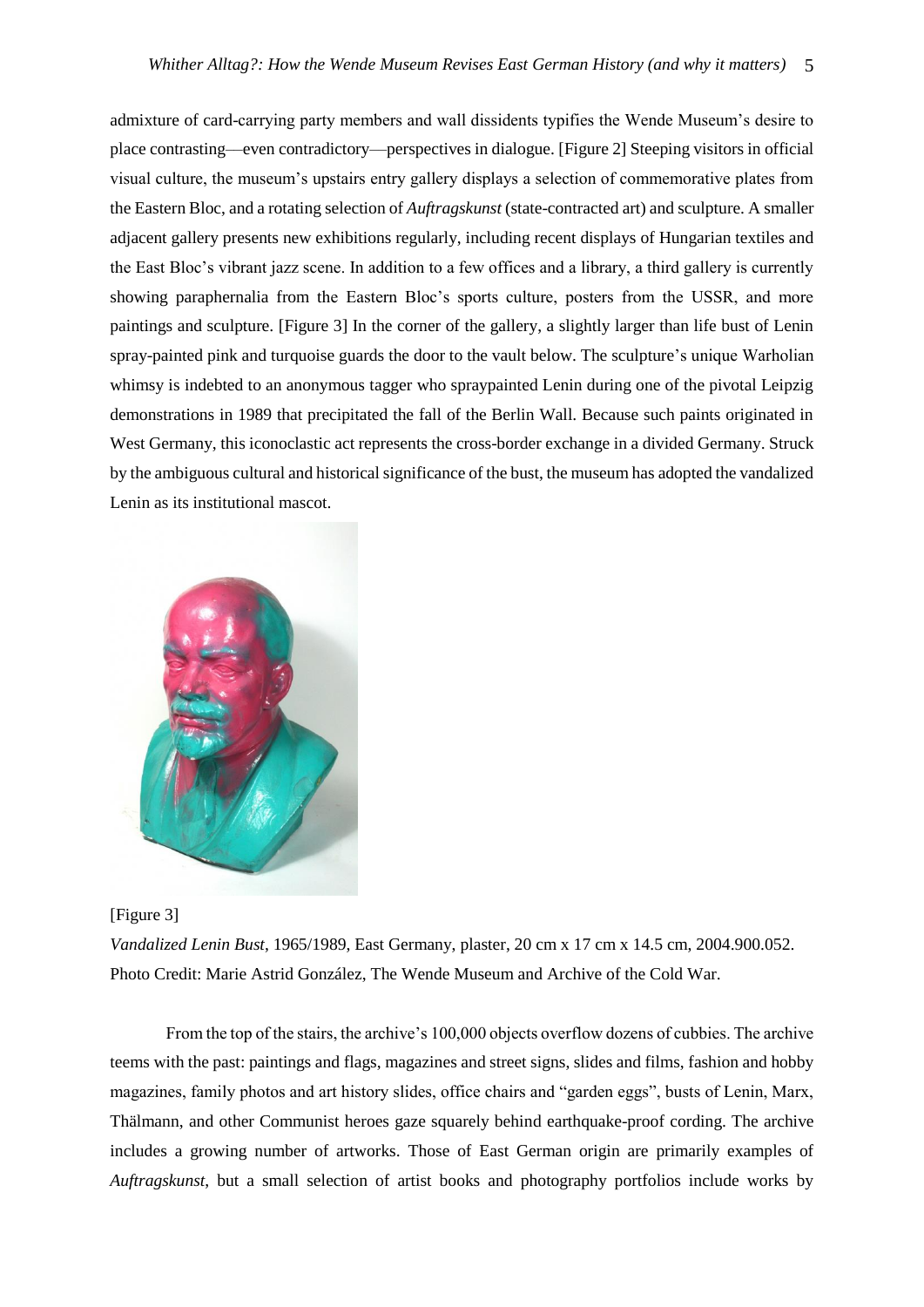admixture of card-carrying party members and wall dissidents typifies the Wende Museum's desire to place contrasting—even contradictory—perspectives in dialogue. [Figure 2] Steeping visitors in official visual culture, the museum's upstairs entry gallery displays a selection of commemorative plates from the Eastern Bloc, and a rotating selection of *Auftragskunst* (state-contracted art) and sculpture. A smaller adjacent gallery presents new exhibitions regularly, including recent displays of Hungarian textiles and the East Bloc's vibrant jazz scene. In addition to a few offices and a library, a third gallery is currently showing paraphernalia from the Eastern Bloc's sports culture, posters from the USSR, and more paintings and sculpture. [Figure 3] In the corner of the gallery, a slightly larger than life bust of Lenin spray-painted pink and turquoise guards the door to the vault below. The sculpture's unique Warholian whimsy is indebted to an anonymous tagger who spraypainted Lenin during one of the pivotal Leipzig demonstrations in 1989 that precipitated the fall of the Berlin Wall. Because such paints originated in West Germany, this iconoclastic act represents the cross-border exchange in a divided Germany. Struck by the ambiguous cultural and historical significance of the bust, the museum has adopted the vandalized Lenin as its institutional mascot.

[Figure 3]

*Vandalized Lenin Bust*, 1965/1989, East Germany, plaster, 20 cm x 17 cm x 14.5 cm, 2004.900.052. Photo Credit: Marie Astrid González, The Wende Museum and Archive of the Cold War.

From the top of the stairs, the archive's 100,000 objects overflow dozens of cubbies. The archive teems with the past: paintings and flags, magazines and street signs, slides and films, fashion and hobby magazines, family photos and art history slides, office chairs and "garden eggs", busts of Lenin, Marx, Thälmann, and other Communist heroes gaze squarely behind earthquake-proof cording. The archive includes a growing number of artworks. Those of East German origin are primarily examples of *Auftragskunst*, but a small selection of artist books and photography portfolios include works by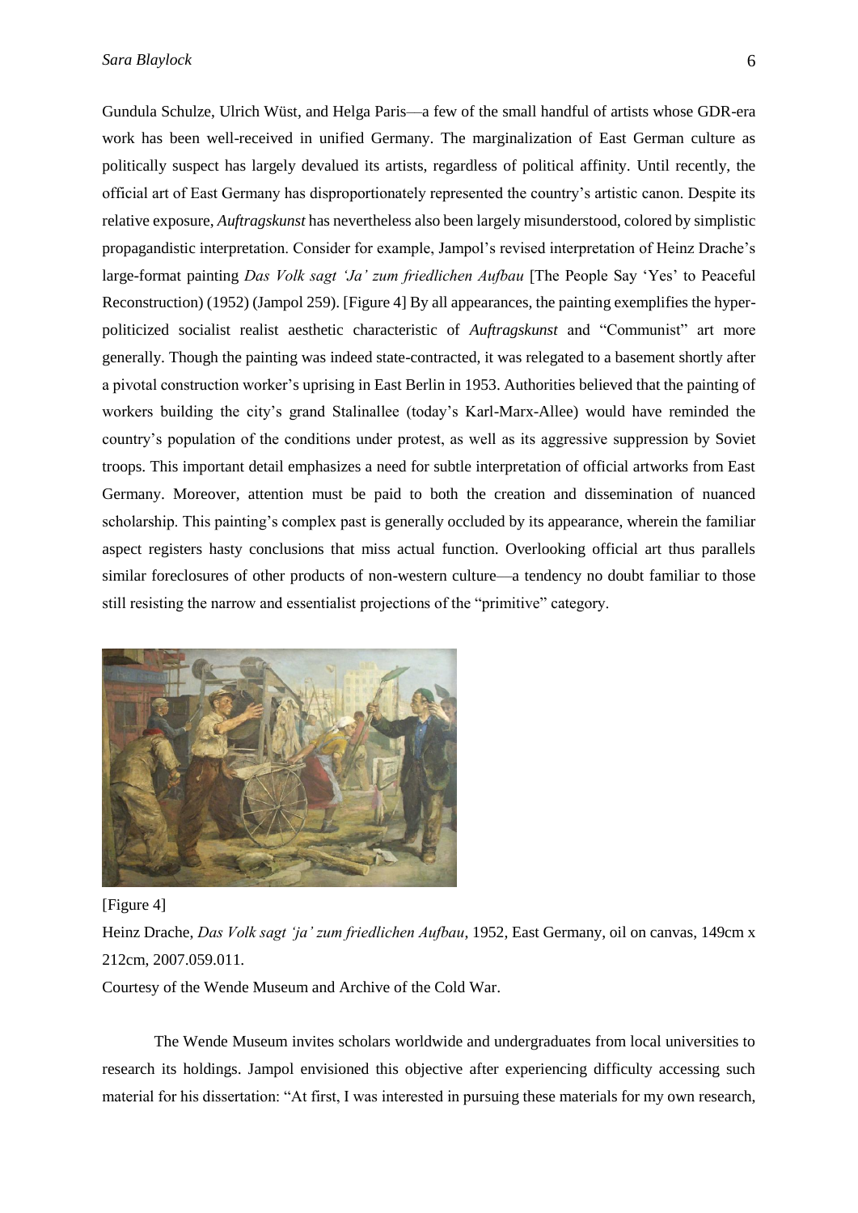Gundula Schulze, Ulrich Wüst, and Helga Paris—a few of the small handful of artists whose GDR-era work has been well-received in unified Germany. The marginalization of East German culture as politically suspect has largely devalued its artists, regardless of political affinity. Until recently, the official art of East Germany has disproportionately represented the country's artistic canon. Despite its relative exposure, *Auftragskunst* has nevertheless also been largely misunderstood, colored by simplistic propagandistic interpretation. Consider for example, Jampol's revised interpretation of Heinz Drache's large-format painting *Das Volk sagt 'Ja' zum friedlichen Aufbau* [The People Say 'Yes' to Peaceful Reconstruction) (1952) (Jampol 259). [Figure 4] By all appearances, the painting exemplifies the hyper-politicized socialist realist aesthetic characteristic of *Auftragskunst* and "Communist" art more generally. Though the painting was indeed state-contracted, it was relegated to a basement shortly after a pivotal construction worker's uprising in East Berlin in 1953. Authorities believed that the painting of workers building the city's grand Stalinallee (today's Karl-Marx-Allee) would have reminded the country's population of the conditions under protest, as well as its aggressive suppression by Soviet troops. This important detail emphasizes a need for subtle interpretation of official artworks from East Germany. Moreover, attention must be paid to both the creation and dissemination of nuanced scholarship. This painting's complex past is generally occluded by its appearance, wherein the familiar aspect registers hasty conclusions that miss actual function. Overlooking official art thus parallels similar foreclosures of other products of non-western culture—a tendency no doubt familiar to those still resisting the narrow and essentialist projections of the "primitive" category.

[Figure 4]

Heinz Drache, *Das Volk sagt 'ja' zum friedlichen Aufbau*, 1952, East Germany, oil on canvas, 149cm x 212cm, 2007.059.011.

Courtesy of the Wende Museum and Archive of the Cold War.

The Wende Museum invites scholars worldwide and undergraduates from local universities to research its holdings. Jampol envisioned this objective after experiencing difficulty accessing such material for his dissertation: "At first, I was interested in pursuing these materials for my own research,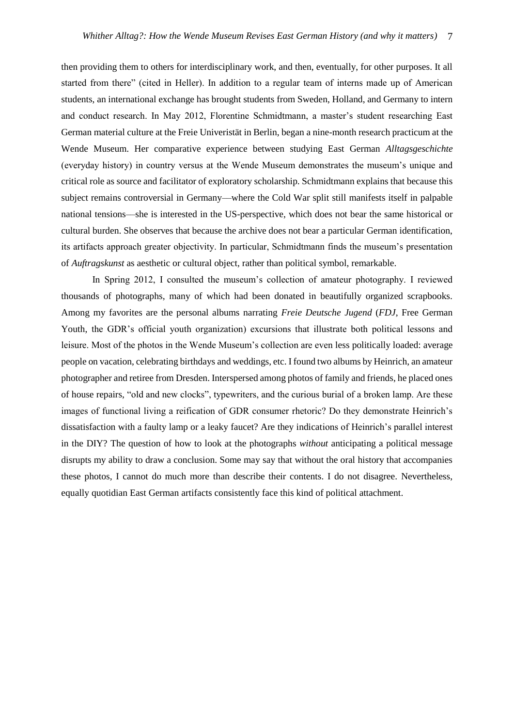then providing them to others for interdisciplinary work, and then, eventually, for other purposes. It all started from there" (cited in Heller). In addition to a regular team of interns made up of American students, an international exchange has brought students from Sweden, Holland, and Germany to intern and conduct research. In May 2012, Florentine Schmidtmann, a master's student researching East German material culture at the Freie Univeristät in Berlin, began a nine-month research practicum at the Wende Museum. Her comparative experience between studying East German *Alltagsgeschichte* (everyday history) in country versus at the Wende Museum demonstrates the museum's unique and critical role as source and facilitator of exploratory scholarship. Schmidtmann explains that because this subject remains controversial in Germany—where the Cold War split still manifests itself in palpable national tensions—she is interested in the US-perspective, which does not bear the same historical or cultural burden. She observes that because the archive does not bear a particular German identification, its artifacts approach greater objectivity. In particular, Schmidtmann finds the museum's presentation of *Auftragskunst* as aesthetic or cultural object, rather than political symbol, remarkable.

In Spring 2012, I consulted the museum's collection of amateur photography. I reviewed thousands of photographs, many of which had been donated in beautifully organized scrapbooks. Among my favorites are the personal albums narrating *Freie Deutsche Jugend* (*FDJ*, Free German Youth, the GDR's official youth organization) excursions that illustrate both political lessons and leisure. Most of the photos in the Wende Museum's collection are even less politically loaded: average people on vacation, celebrating birthdays and weddings, etc. I found two albums by Heinrich, an amateur photographer and retiree from Dresden. Interspersed among photos of family and friends, he placed ones of house repairs, "old and new clocks", typewriters, and the curious burial of a broken lamp. Are these images of functional living a reification of GDR consumer rhetoric? Do they demonstrate Heinrich's dissatisfaction with a faulty lamp or a leaky faucet? Are they indications of Heinrich's parallel interest in the DIY? The question of how to look at the photographs *without* anticipating a political message disrupts my ability to draw a conclusion. Some may say that without the oral history that accompanies these photos, I cannot do much more than describe their contents. I do not disagree. Nevertheless, equally quotidian East German artifacts consistently face this kind of political attachment.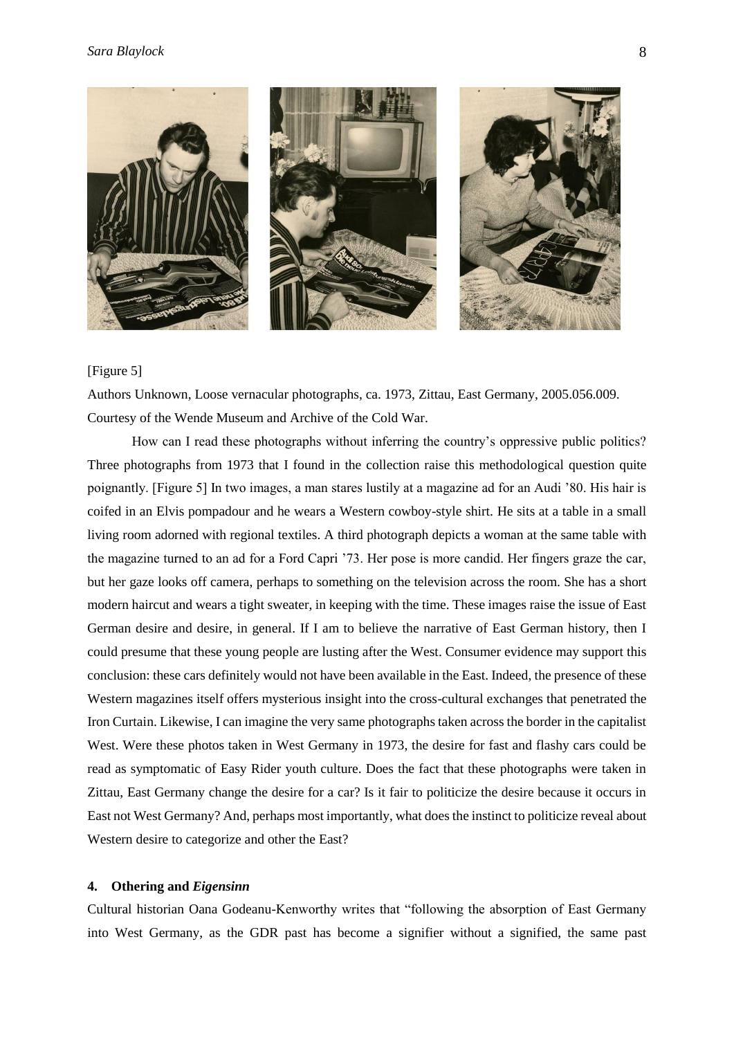[Figure 5]

Authors Unknown, Loose vernacular photographs, ca. 1973, Zittau, East Germany, 2005.056.009. Courtesy of the Wende Museum and Archive of the Cold War.

How can I read these photographs without inferring the country's oppressive public politics? Three photographs from 1973 that I found in the collection raise this methodological question quite poignantly. [Figure 5] In two images, a man stares lustily at a magazine ad for an Audi '80. His hair is coifed in an Elvis pompadour and he wears a Western cowboy-style shirt. He sits at a table in a small living room adorned with regional textiles. A third photograph depicts a woman at the same table with the magazine turned to an ad for a Ford Capri '73. Her pose is more candid. Her fingers graze the car, but her gaze looks off camera, perhaps to something on the television across the room. She has a short modern haircut and wears a tight sweater, in keeping with the time. These images raise the issue of East German desire and desire, in general. If I am to believe the narrative of East German history, then I could presume that these young people are lusting after the West. Consumer evidence may support this conclusion: these cars definitely would not have been available in the East. Indeed, the presence of these Western magazines itself offers mysterious insight into the cross-cultural exchanges that penetrated the Iron Curtain. Likewise, I can imagine the very same photographs taken across the border in the capitalist West. Were these photos taken in West Germany in 1973, the desire for fast and flashy cars could be read as symptomatic of Easy Rider youth culture. Does the fact that these photographs were taken in Zittau, East Germany change the desire for a car? Is it fair to politicize the desire because it occurs in East not West Germany? And, perhaps most importantly, what does the instinct to politicize reveal about Western desire to categorize and other the East?

## 4. Othering and *Eigensinn*

Cultural historian Oana Godeanu-Kenworthy writes that "following the absorption of East Germany into West Germany, as the GDR past has become a signifier without a signified, the same past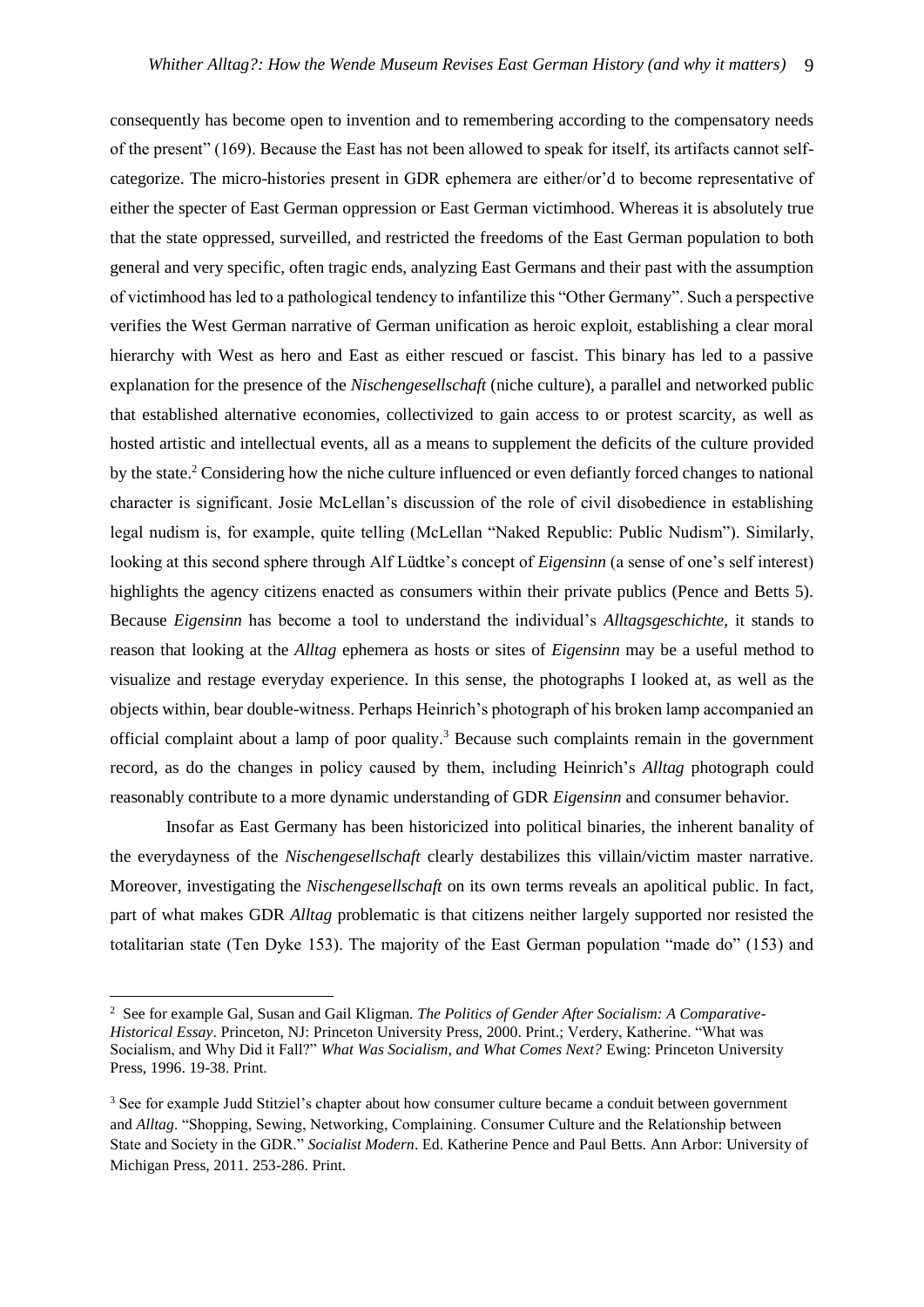consequently has become open to invention and to remembering according to the compensatory needs of the present" (169). Because the East has not been allowed to speak for itself, its artifacts cannot self-categorize. The micro-histories present in GDR ephemera are either/or'd to become representative of either the specter of East German oppression or East German victimhood. Whereas it is absolutely true that the state oppressed, surveilled, and restricted the freedoms of the East German population to both general and very specific, often tragic ends, analyzing East Germans and their past with the assumption of victimhood has led to a pathological tendency to infantilize this "Other Germany". Such a perspective verifies the West German narrative of German unification as heroic exploit, establishing a clear moral hierarchy with West as hero and East as either rescued or fascist. This binary has led to a passive explanation for the presence of the *Nischengesellschaft* (niche culture), a parallel and networked public that established alternative economies, collectivized to gain access to or protest scarcity, as well as hosted artistic and intellectual events, all as a means to supplement the deficits of the culture provided by the state.[2] Considering how the niche culture influenced or even defiantly forced changes to national character is significant. Josie McLellan's discussion of the role of civil disobedience in establishing legal nudism is, for example, quite telling (McLellan "Naked Republic: Public Nudism"). Similarly, looking at this second sphere through Alf Lüdtke's concept of *Eigensinn* (a sense of one's self interest) highlights the agency citizens enacted as consumers within their private publics (Pence and Betts 5). Because *Eigensinn* has become a tool to understand the individual's *Alltagsgeschichte*, it stands to reason that looking at the *Alltag* ephemera as hosts or sites of *Eigensinn* may be a useful method to visualize and restage everyday experience. In this sense, the photographs I looked at, as well as the objects within, bear double-witness. Perhaps Heinrich's photograph of his broken lamp accompanied an official complaint about a lamp of poor quality.[3] Because such complaints remain in the government record, as do the changes in policy caused by them, including Heinrich's *Alltag* photograph could reasonably contribute to a more dynamic understanding of GDR *Eigensinn* and consumer behavior.

Insofar as East Germany has been historicized into political binaries, the inherent banality of the everydayness of the *Nischengesellschaft* clearly destabilizes this villain/victim master narrative. Moreover, investigating the *Nischengesellschaft* on its own terms reveals an apolitical public. In fact, part of what makes GDR *Alltag* problematic is that citizens neither largely supported nor resisted the totalitarian state (Ten Dyke 153). The majority of the East German population "made do" (153) and

---

[2] See for example Gal, Susan and Gail Kligman. *The Politics of Gender After Socialism: A Comparative-Historical Essay*. Princeton, NJ: Princeton University Press, 2000. Print.; Verdery, Katherine. "What was Socialism, and Why Did it Fall?" *What Was Socialism, and What Comes Next?* Ewing: Princeton University Press, 1996. 19-38. Print.

[3] See for example Judd Stitziel's chapter about how consumer culture became a conduit between government and *Alltag*. "Shopping, Sewing, Networking, Complaining. Consumer Culture and the Relationship between State and Society in the GDR." *Socialist Modern*. Ed. Katherine Pence and Paul Betts. Ann Arbor: University of Michigan Press, 2011. 253-286. Print.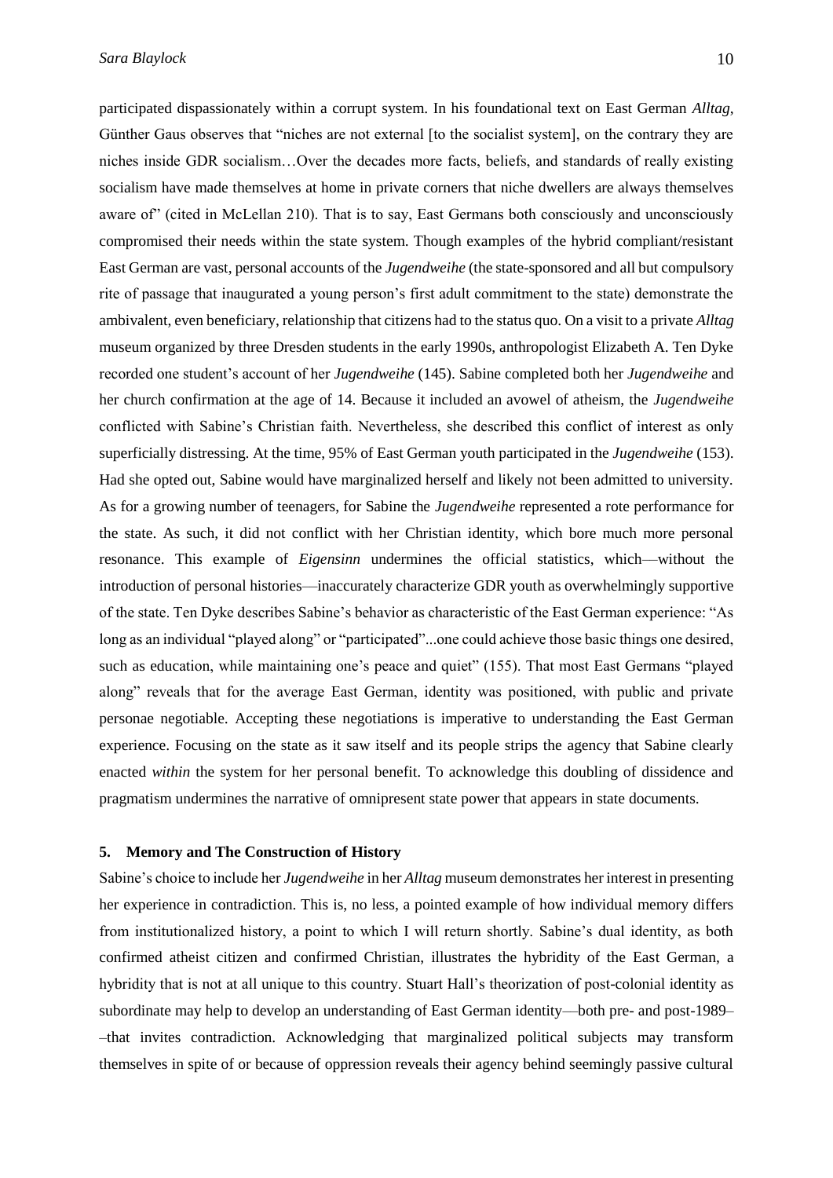participated dispassionately within a corrupt system. In his foundational text on East German *Alltag*, Günther Gaus observes that "niches are not external [to the socialist system], on the contrary they are niches inside GDR socialism…Over the decades more facts, beliefs, and standards of really existing socialism have made themselves at home in private corners that niche dwellers are always themselves aware of" (cited in McLellan 210). That is to say, East Germans both consciously and unconsciously compromised their needs within the state system. Though examples of the hybrid compliant/resistant East German are vast, personal accounts of the *Jugendweihe* (the state-sponsored and all but compulsory rite of passage that inaugurated a young person's first adult commitment to the state) demonstrate the ambivalent, even beneficiary, relationship that citizens had to the status quo. On a visit to a private *Alltag* museum organized by three Dresden students in the early 1990s, anthropologist Elizabeth A. Ten Dyke recorded one student's account of her *Jugendweihe* (145). Sabine completed both her *Jugendweihe* and her church confirmation at the age of 14. Because it included an avowel of atheism, the *Jugendweihe* conflicted with Sabine's Christian faith. Nevertheless, she described this conflict of interest as only superficially distressing. At the time, 95% of East German youth participated in the *Jugendweihe* (153). Had she opted out, Sabine would have marginalized herself and likely not been admitted to university. As for a growing number of teenagers, for Sabine the *Jugendweihe* represented a rote performance for the state. As such, it did not conflict with her Christian identity, which bore much more personal resonance. This example of *Eigensinn* undermines the official statistics, which—without the introduction of personal histories—inaccurately characterize GDR youth as overwhelmingly supportive of the state. Ten Dyke describes Sabine's behavior as characteristic of the East German experience: "As long as an individual "played along" or "participated"...one could achieve those basic things one desired, such as education, while maintaining one's peace and quiet" (155). That most East Germans "played along" reveals that for the average East German, identity was positioned, with public and private personae negotiable. Accepting these negotiations is imperative to understanding the East German experience. Focusing on the state as it saw itself and its people strips the agency that Sabine clearly enacted *within* the system for her personal benefit. To acknowledge this doubling of dissidence and pragmatism undermines the narrative of omnipresent state power that appears in state documents.

## 5. Memory and The Construction of History

Sabine's choice to include her *Jugendweihe* in her *Alltag* museum demonstrates her interest in presenting her experience in contradiction. This is, no less, a pointed example of how individual memory differs from institutionalized history, a point to which I will return shortly. Sabine's dual identity, as both confirmed atheist citizen and confirmed Christian, illustrates the hybridity of the East German, a hybridity that is not at all unique to this country. Stuart Hall's theorization of post-colonial identity as subordinate may help to develop an understanding of East German identity—both pre- and post-1989––that invites contradiction. Acknowledging that marginalized political subjects may transform themselves in spite of or because of oppression reveals their agency behind seemingly passive cultural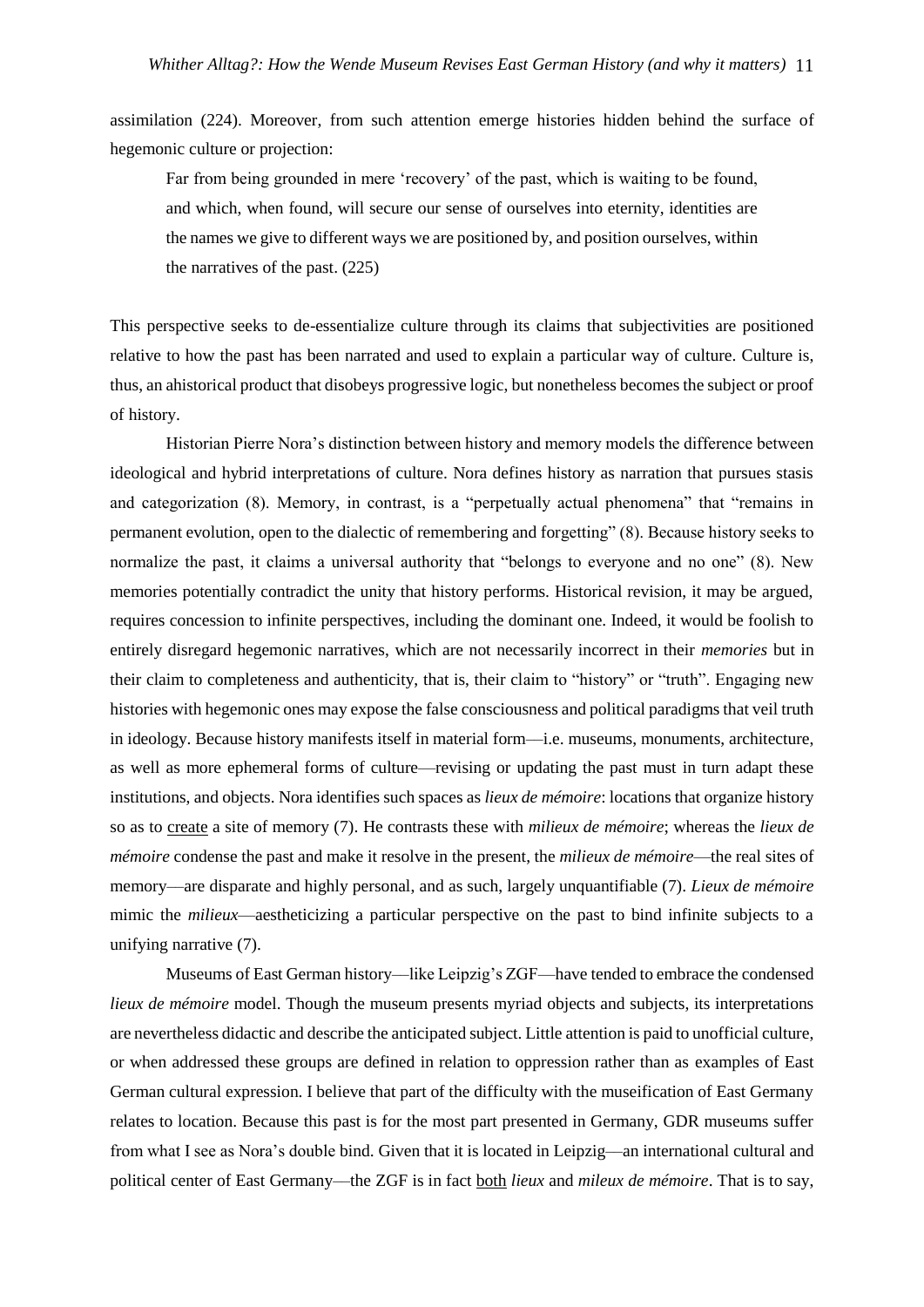assimilation (224). Moreover, from such attention emerge histories hidden behind the surface of hegemonic culture or projection:

> Far from being grounded in mere 'recovery' of the past, which is waiting to be found, and which, when found, will secure our sense of ourselves into eternity, identities are the names we give to different ways we are positioned by, and position ourselves, within the narratives of the past. (225)

This perspective seeks to de-essentialize culture through its claims that subjectivities are positioned relative to how the past has been narrated and used to explain a particular way of culture. Culture is, thus, an ahistorical product that disobeys progressive logic, but nonetheless becomes the subject or proof of history.

Historian Pierre Nora's distinction between history and memory models the difference between ideological and hybrid interpretations of culture. Nora defines history as narration that pursues stasis and categorization (8). Memory, in contrast, is a "perpetually actual phenomena" that "remains in permanent evolution, open to the dialectic of remembering and forgetting" (8). Because history seeks to normalize the past, it claims a universal authority that "belongs to everyone and no one" (8). New memories potentially contradict the unity that history performs. Historical revision, it may be argued, requires concession to infinite perspectives, including the dominant one. Indeed, it would be foolish to entirely disregard hegemonic narratives, which are not necessarily incorrect in their *memories* but in their claim to completeness and authenticity, that is, their claim to "history" or "truth". Engaging new histories with hegemonic ones may expose the false consciousness and political paradigms that veil truth in ideology. Because history manifests itself in material form—i.e. museums, monuments, architecture, as well as more ephemeral forms of culture—revising or updating the past must in turn adapt these institutions, and objects. Nora identifies such spaces as *lieux de mémoire*: locations that organize history so as to <u>create</u> a site of memory (7). He contrasts these with *milieux de mémoire*; whereas the *lieux de mémoire* condense the past and make it resolve in the present, the *milieux de mémoire*—the real sites of memory—are disparate and highly personal, and as such, largely unquantifiable (7). *Lieux de mémoire* mimic the *milieux*—aestheticizing a particular perspective on the past to bind infinite subjects to a unifying narrative (7).

Museums of East German history—like Leipzig's ZGF—have tended to embrace the condensed *lieux de mémoire* model. Though the museum presents myriad objects and subjects, its interpretations are nevertheless didactic and describe the anticipated subject. Little attention is paid to unofficial culture, or when addressed these groups are defined in relation to oppression rather than as examples of East German cultural expression. I believe that part of the difficulty with the museification of East Germany relates to location. Because this past is for the most part presented in Germany, GDR museums suffer from what I see as Nora's double bind. Given that it is located in Leipzig—an international cultural and political center of East Germany—the ZGF is in fact <u>both</u> *lieux* and *mileux de mémoire*. That is to say,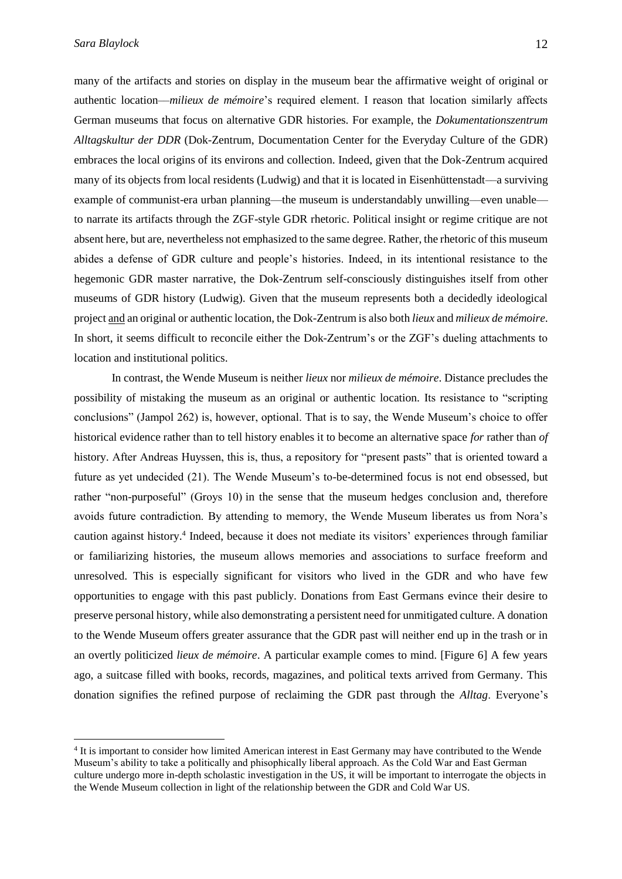many of the artifacts and stories on display in the museum bear the affirmative weight of original or authentic location—*milieux de mémoire*'s required element. I reason that location similarly affects German museums that focus on alternative GDR histories. For example, the *Dokumentationszentrum Alltagskultur der DDR* (Dok-Zentrum, Documentation Center for the Everyday Culture of the GDR) embraces the local origins of its environs and collection. Indeed, given that the Dok-Zentrum acquired many of its objects from local residents (Ludwig) and that it is located in Eisenhüttenstadt—a surviving example of communist-era urban planning—the museum is understandably unwilling—even unable—to narrate its artifacts through the ZGF-style GDR rhetoric. Political insight or regime critique are not absent here, but are, nevertheless not emphasized to the same degree. Rather, the rhetoric of this museum abides a defense of GDR culture and people's histories. Indeed, in its intentional resistance to the hegemonic GDR master narrative, the Dok-Zentrum self-consciously distinguishes itself from other museums of GDR history (Ludwig). Given that the museum represents both a decidedly ideological project <u>and</u> an original or authentic location, the Dok-Zentrum is also both *lieux* and *milieux de mémoire*. In short, it seems difficult to reconcile either the Dok-Zentrum's or the ZGF's dueling attachments to location and institutional politics.

In contrast, the Wende Museum is neither *lieux* nor *milieux de mémoire*. Distance precludes the possibility of mistaking the museum as an original or authentic location. Its resistance to "scripting conclusions" (Jampol 262) is, however, optional. That is to say, the Wende Museum's choice to offer historical evidence rather than to tell history enables it to become an alternative space *for* rather than *of* history. After Andreas Huyssen, this is, thus, a repository for "present pasts" that is oriented toward a future as yet undecided (21). The Wende Museum's to-be-determined focus is not end obsessed, but rather "non-purposeful" (Groys 10) in the sense that the museum hedges conclusion and, therefore avoids future contradiction. By attending to memory, the Wende Museum liberates us from Nora's caution against history.[4] Indeed, because it does not mediate its visitors' experiences through familiar or familiarizing histories, the museum allows memories and associations to surface freeform and unresolved. This is especially significant for visitors who lived in the GDR and who have few opportunities to engage with this past publicly. Donations from East Germans evince their desire to preserve personal history, while also demonstrating a persistent need for unmitigated culture. A donation to the Wende Museum offers greater assurance that the GDR past will neither end up in the trash or in an overtly politicized *lieux de mémoire*. A particular example comes to mind. [Figure 6] A few years ago, a suitcase filled with books, records, magazines, and political texts arrived from Germany. This donation signifies the refined purpose of reclaiming the GDR past through the *Alltag*. Everyone's

---

[4] It is important to consider how limited American interest in East Germany may have contributed to the Wende Museum's ability to take a politically and phisophically liberal approach. As the Cold War and East German culture undergo more in-depth scholastic investigation in the US, it will be important to interrogate the objects in the Wende Museum collection in light of the relationship between the GDR and Cold War US.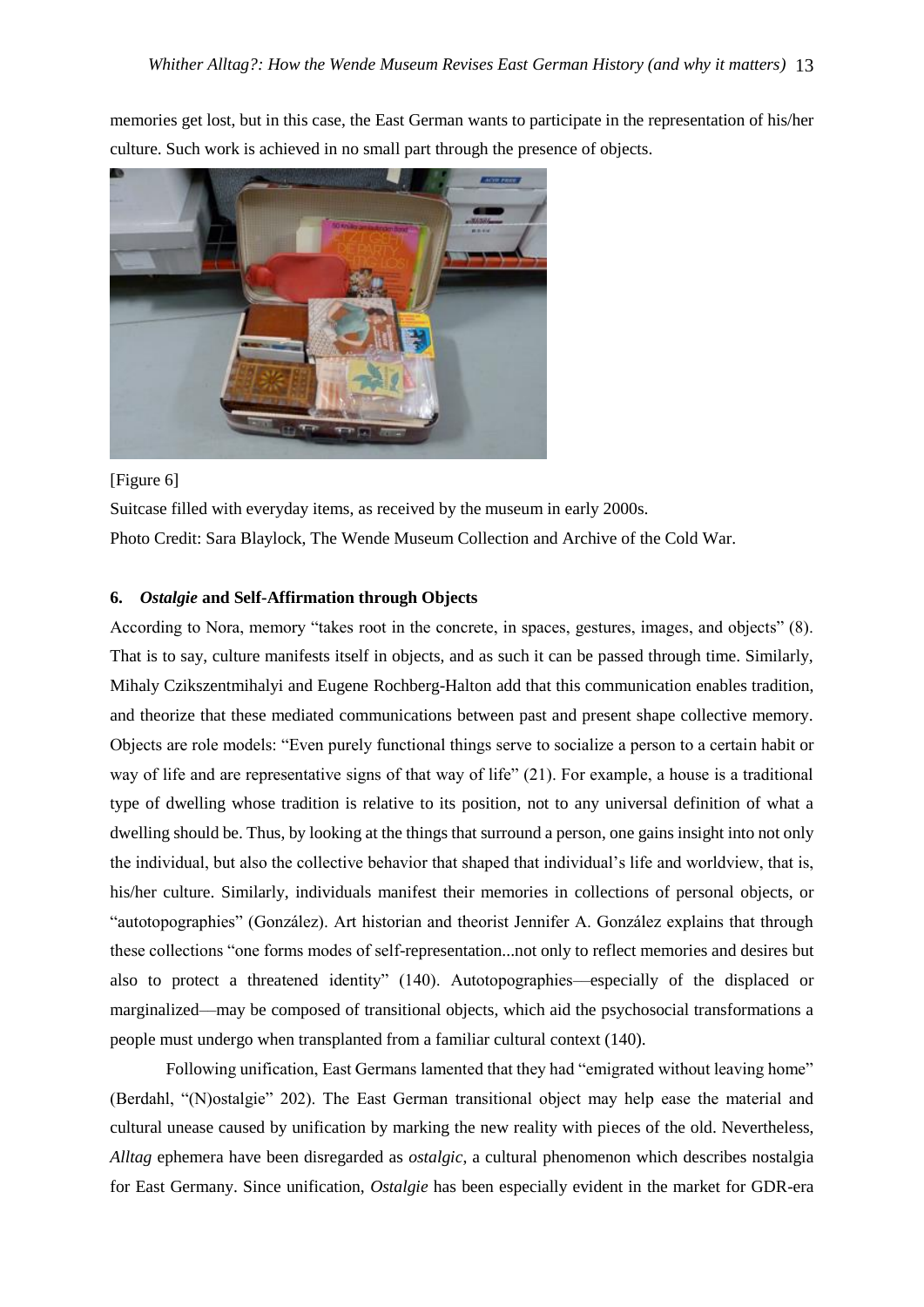memories get lost, but in this case, the East German wants to participate in the representation of his/her culture. Such work is achieved in no small part through the presence of objects.

[Figure 6]

Suitcase filled with everyday items, as received by the museum in early 2000s.

Photo Credit: Sara Blaylock, The Wende Museum Collection and Archive of the Cold War.

### 6. *Ostalgie* and Self-Affirmation through Objects

According to Nora, memory "takes root in the concrete, in spaces, gestures, images, and objects" (8). That is to say, culture manifests itself in objects, and as such it can be passed through time. Similarly, Mihaly Czikszentmihalyi and Eugene Rochberg-Halton add that this communication enables tradition, and theorize that these mediated communications between past and present shape collective memory. Objects are role models: "Even purely functional things serve to socialize a person to a certain habit or way of life and are representative signs of that way of life" (21). For example, a house is a traditional type of dwelling whose tradition is relative to its position, not to any universal definition of what a dwelling should be. Thus, by looking at the things that surround a person, one gains insight into not only the individual, but also the collective behavior that shaped that individual's life and worldview, that is, his/her culture. Similarly, individuals manifest their memories in collections of personal objects, or "autotopographies" (González). Art historian and theorist Jennifer A. González explains that through these collections "one forms modes of self-representation...not only to reflect memories and desires but also to protect a threatened identity" (140). Autotopographies—especially of the displaced or marginalized—may be composed of transitional objects, which aid the psychosocial transformations a people must undergo when transplanted from a familiar cultural context (140).

Following unification, East Germans lamented that they had "emigrated without leaving home" (Berdahl, "(N)ostalgie" 202). The East German transitional object may help ease the material and cultural unease caused by unification by marking the new reality with pieces of the old. Nevertheless, *Alltag* ephemera have been disregarded as *ostalgic*, a cultural phenomenon which describes nostalgia for East Germany. Since unification, *Ostalgie* has been especially evident in the market for GDR-era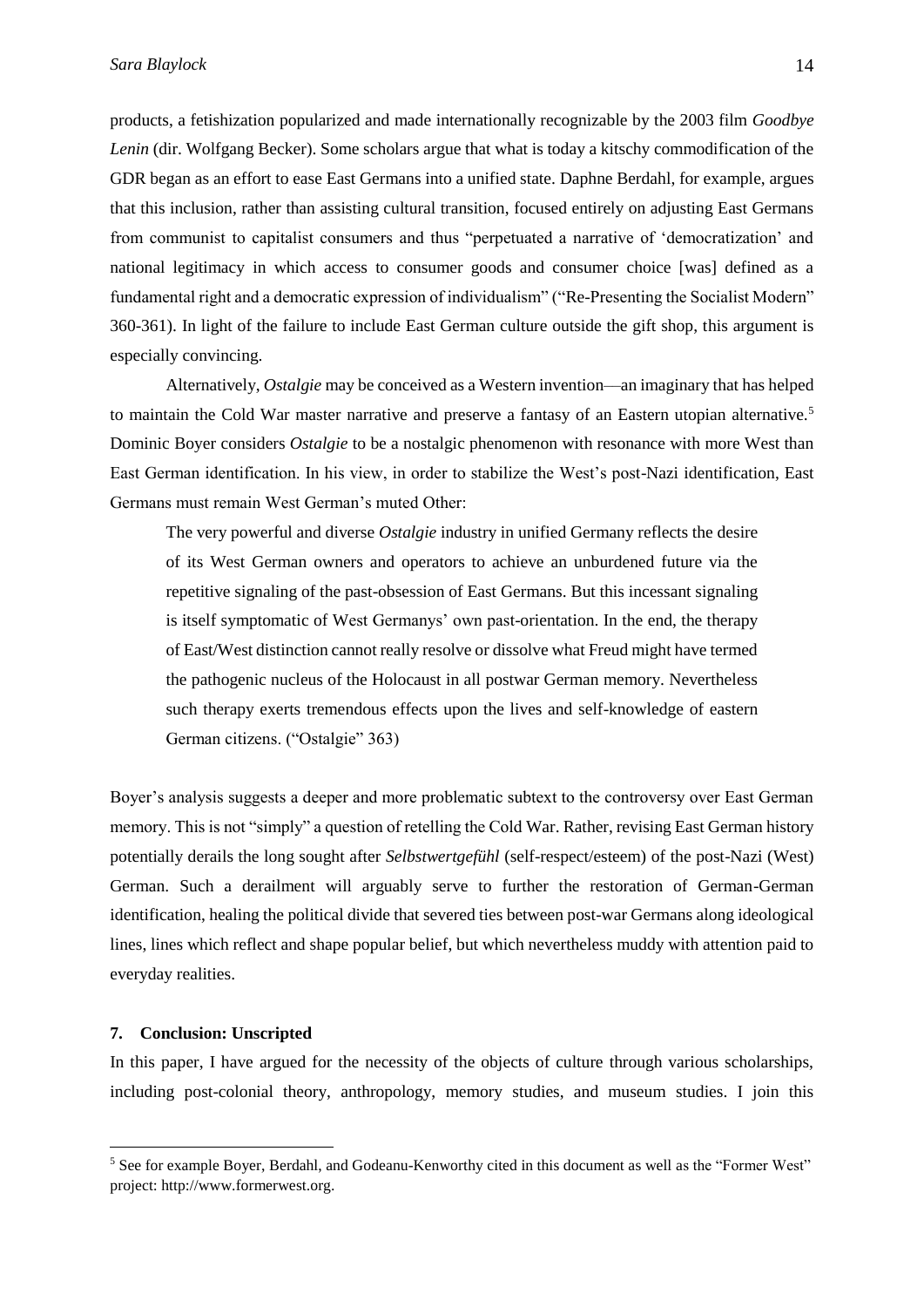products, a fetishization popularized and made internationally recognizable by the 2003 film *Goodbye Lenin* (dir. Wolfgang Becker). Some scholars argue that what is today a kitschy commodification of the GDR began as an effort to ease East Germans into a unified state. Daphne Berdahl, for example, argues that this inclusion, rather than assisting cultural transition, focused entirely on adjusting East Germans from communist to capitalist consumers and thus "perpetuated a narrative of 'democratization' and national legitimacy in which access to consumer goods and consumer choice [was] defined as a fundamental right and a democratic expression of individualism" ("Re-Presenting the Socialist Modern" 360-361). In light of the failure to include East German culture outside the gift shop, this argument is especially convincing.

Alternatively, *Ostalgie* may be conceived as a Western invention—an imaginary that has helped to maintain the Cold War master narrative and preserve a fantasy of an Eastern utopian alternative.[5] Dominic Boyer considers *Ostalgie* to be a nostalgic phenomenon with resonance with more West than East German identification. In his view, in order to stabilize the West's post-Nazi identification, East Germans must remain West German's muted Other:

> The very powerful and diverse *Ostalgie* industry in unified Germany reflects the desire of its West German owners and operators to achieve an unburdened future via the repetitive signaling of the past-obsession of East Germans. But this incessant signaling is itself symptomatic of West Germanys' own past-orientation. In the end, the therapy of East/West distinction cannot really resolve or dissolve what Freud might have termed the pathogenic nucleus of the Holocaust in all postwar German memory. Nevertheless such therapy exerts tremendous effects upon the lives and self-knowledge of eastern German citizens. ("Ostalgie" 363)

Boyer's analysis suggests a deeper and more problematic subtext to the controversy over East German memory. This is not "simply" a question of retelling the Cold War. Rather, revising East German history potentially derails the long sought after *Selbstwertgefühl* (self-respect/esteem) of the post-Nazi (West) German. Such a derailment will arguably serve to further the restoration of German-German identification, healing the political divide that severed ties between post-war Germans along ideological lines, lines which reflect and shape popular belief, but which nevertheless muddy with attention paid to everyday realities.

## 7. Conclusion: Unscripted

In this paper, I have argued for the necessity of the objects of culture through various scholarships, including post-colonial theory, anthropology, memory studies, and museum studies. I join this

[5] See for example Boyer, Berdahl, and Godeanu-Kenworthy cited in this document as well as the "Former West" project: http://www.formerwest.org.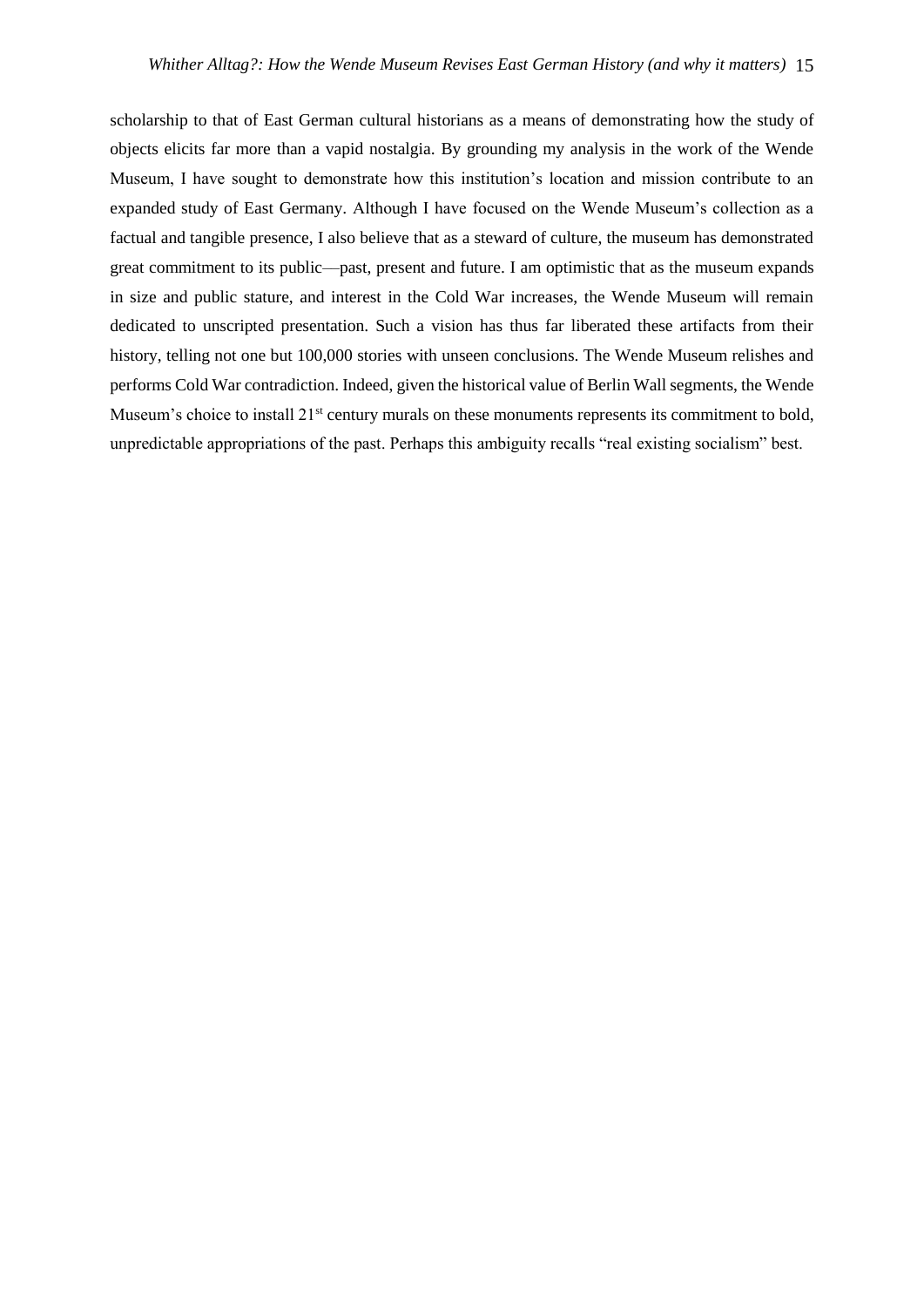scholarship to that of East German cultural historians as a means of demonstrating how the study of objects elicits far more than a vapid nostalgia. By grounding my analysis in the work of the Wende Museum, I have sought to demonstrate how this institution's location and mission contribute to an expanded study of East Germany. Although I have focused on the Wende Museum's collection as a factual and tangible presence, I also believe that as a steward of culture, the museum has demonstrated great commitment to its public—past, present and future. I am optimistic that as the museum expands in size and public stature, and interest in the Cold War increases, the Wende Museum will remain dedicated to unscripted presentation. Such a vision has thus far liberated these artifacts from their history, telling not one but 100,000 stories with unseen conclusions. The Wende Museum relishes and performs Cold War contradiction. Indeed, given the historical value of Berlin Wall segments, the Wende Museum's choice to install 21st century murals on these monuments represents its commitment to bold, unpredictable appropriations of the past. Perhaps this ambiguity recalls "real existing socialism" best.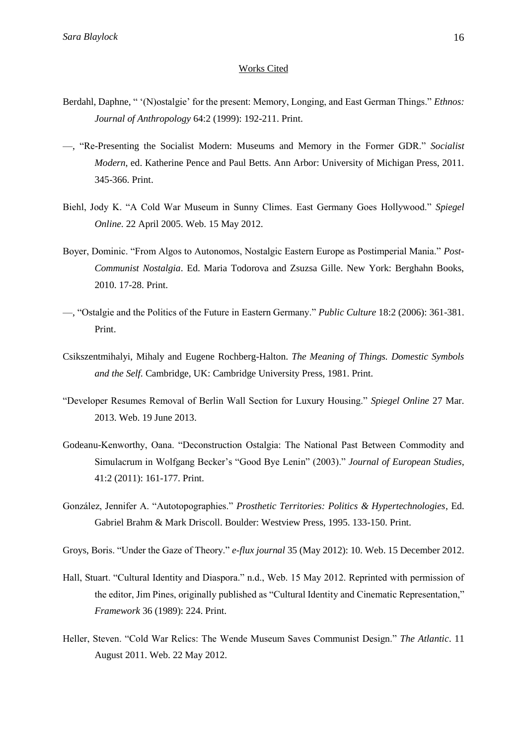## Works Cited

Berdahl, Daphne, " '(N)ostalgie' for the present: Memory, Longing, and East German Things." *Ethnos: Journal of Anthropology* 64:2 (1999): 192-211. Print.

—, "Re-Presenting the Socialist Modern: Museums and Memory in the Former GDR." *Socialist Modern*, ed. Katherine Pence and Paul Betts. Ann Arbor: University of Michigan Press, 2011. 345-366. Print.

Biehl, Jody K. "A Cold War Museum in Sunny Climes. East Germany Goes Hollywood." *Spiegel Online*. 22 April 2005. Web. 15 May 2012.

Boyer, Dominic. "From Algos to Autonomos, Nostalgic Eastern Europe as Postimperial Mania." *Post-Communist Nostalgia*. Ed. Maria Todorova and Zsuzsa Gille. New York: Berghahn Books, 2010. 17-28. Print.

—, "Ostalgie and the Politics of the Future in Eastern Germany." *Public Culture* 18:2 (2006): 361-381. Print.

Csikszentmihalyi, Mihaly and Eugene Rochberg-Halton. *The Meaning of Things. Domestic Symbols and the Self.* Cambridge, UK: Cambridge University Press, 1981. Print.

"Developer Resumes Removal of Berlin Wall Section for Luxury Housing." *Spiegel Online* 27 Mar. 2013. Web. 19 June 2013.

Godeanu-Kenworthy, Oana. "Deconstruction Ostalgia: The National Past Between Commodity and Simulacrum in Wolfgang Becker's "Good Bye Lenin" (2003)." *Journal of European Studies*, 41:2 (2011): 161-177. Print.

González, Jennifer A. "Autotopographies." *Prosthetic Territories: Politics & Hypertechnologies*, Ed. Gabriel Brahm & Mark Driscoll. Boulder: Westview Press, 1995. 133-150. Print.

Groys, Boris. "Under the Gaze of Theory." *e-flux journal* 35 (May 2012): 10. Web. 15 December 2012.

Hall, Stuart. "Cultural Identity and Diaspora." n.d., Web. 15 May 2012. Reprinted with permission of the editor, Jim Pines, originally published as "Cultural Identity and Cinematic Representation," *Framework* 36 (1989): 224. Print.

Heller, Steven. "Cold War Relics: The Wende Museum Saves Communist Design." *The Atlantic*. 11 August 2011. Web. 22 May 2012.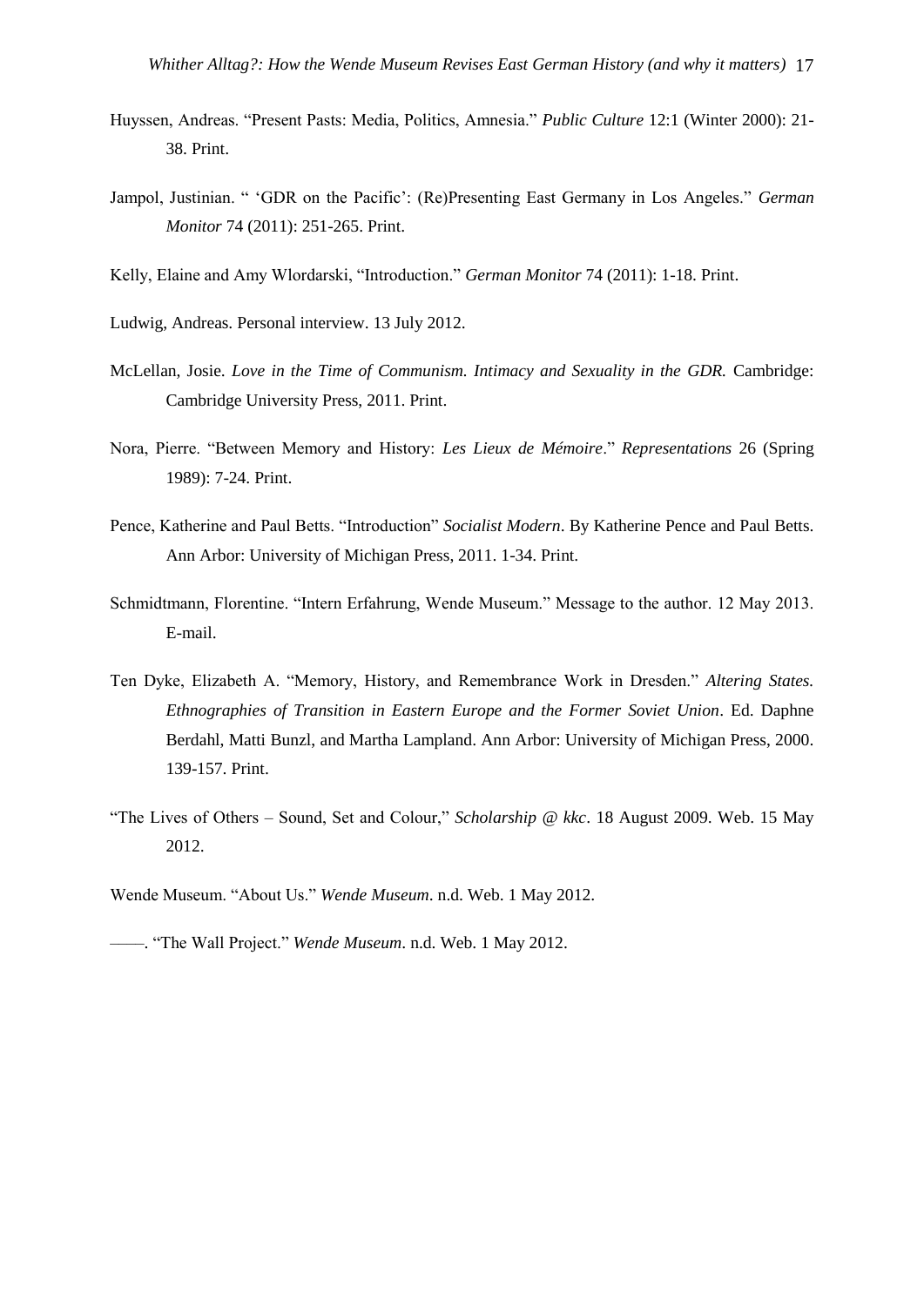Huyssen, Andreas. “Present Pasts: Media, Politics, Amnesia.” *Public Culture* 12:1 (Winter 2000): 21-38. Print.

Jampol, Justinian. “ ‘GDR on the Pacific’: (Re)Presenting East Germany in Los Angeles.” *German Monitor* 74 (2011): 251-265. Print.

Kelly, Elaine and Amy Wlordarski, “Introduction.” *German Monitor* 74 (2011): 1-18. Print.

Ludwig, Andreas. Personal interview. 13 July 2012.

McLellan, Josie. *Love in the Time of Communism. Intimacy and Sexuality in the GDR.* Cambridge: Cambridge University Press, 2011. Print.

Nora, Pierre. “Between Memory and History: *Les Lieux de Mémoire*.” *Representations* 26 (Spring 1989): 7-24. Print.

Pence, Katherine and Paul Betts. “Introduction” *Socialist Modern*. By Katherine Pence and Paul Betts. Ann Arbor: University of Michigan Press, 2011. 1-34. Print.

Schmidtmann, Florentine. “Intern Erfahrung, Wende Museum.” Message to the author. 12 May 2013. E-mail.

Ten Dyke, Elizabeth A. “Memory, History, and Remembrance Work in Dresden.” *Altering States. Ethnographies of Transition in Eastern Europe and the Former Soviet Union*. Ed. Daphne Berdahl, Matti Bunzl, and Martha Lampland. Ann Arbor: University of Michigan Press, 2000. 139-157. Print.

“The Lives of Others – Sound, Set and Colour,” *Scholarship @ kkc*. 18 August 2009. Web. 15 May 2012.

Wende Museum. “About Us.” *Wende Museum*. n.d. Web. 1 May 2012.

——. “The Wall Project.” *Wende Museum*. n.d. Web. 1 May 2012.